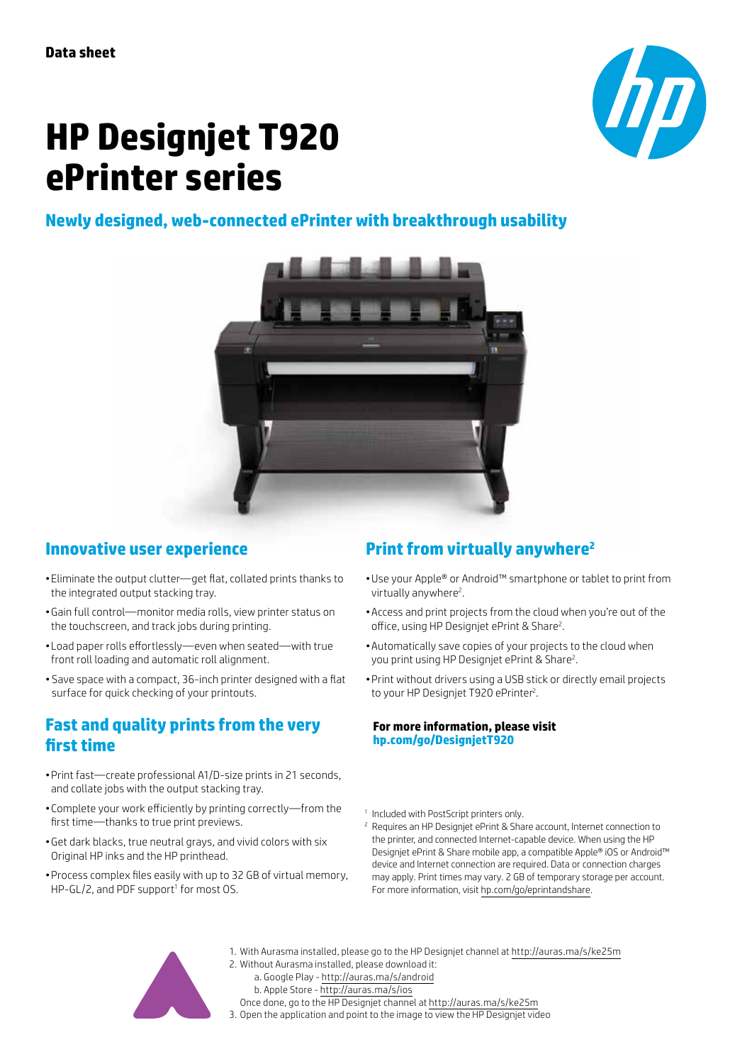Data sheet

# HP Designjet T920 ePrinter series

## Newly designed, web-connected ePrinter with breakthrough usability

## Innovative user experience

- Eliminate the output clutter—get flat, collated prints thanks to the integrated output stacking tray.
- Gain full control—monitor media rolls, view printer status on the touchscreen, and track jobs during printing.
- Load paper rolls effortlessly—even when seated—with true front roll loading and automatic roll alignment.
- Save space with a compact, 36-inch printer designed with a flat surface for quick checking of your printouts.

## Fast and quality prints from the very first time

- Print fast—create professional A1/D-size prints in 21 seconds, and collate jobs with the output stacking tray.
- Complete your work efficiently by printing correctly—from the first time—thanks to true print previews.
- Get dark blacks, true neutral grays, and vivid colors with six Original HP inks and the HP printhead.
- Process complex files easily with up to 32 GB of virtual memory, HP-GL/2, and PDF support[1] for most OS.

## Print from virtually anywhere[2]

- Use your Apple® or Android™ smartphone or tablet to print from virtually anywhere[2].
- Access and print projects from the cloud when you're out of the office, using HP Designjet ePrint & Share[2].
- Automatically save copies of your projects to the cloud when you print using HP Designjet ePrint & Share[2].
- Print without drivers using a USB stick or directly email projects to your HP Designjet T920 ePrinter[2].

**For more information, please visit**
**hp.com/go/DesignjetT920**

[1] Included with PostScript printers only.

[2] Requires an HP Designjet ePrint & Share account, Internet connection to the printer, and connected Internet-capable device. When using the HP Designjet ePrint & Share mobile app, a compatible Apple® iOS or Android™ device and Internet connection are required. Data or connection charges may apply. Print times may vary. 2 GB of temporary storage per account. For more information, visit hp.com/go/eprintandshare.

1. With Aurasma installed, please go to the HP Designjet channel at http://auras.ma/s/ke25m
2. Without Aurasma installed, please download it:
   a. Google Play - http://auras.ma/s/android
   b. Apple Store - http://auras.ma/s/ios

   Once done, go to the HP Designjet channel at http://auras.ma/s/ke25m
3. Open the application and point to the image to view the HP Designjet video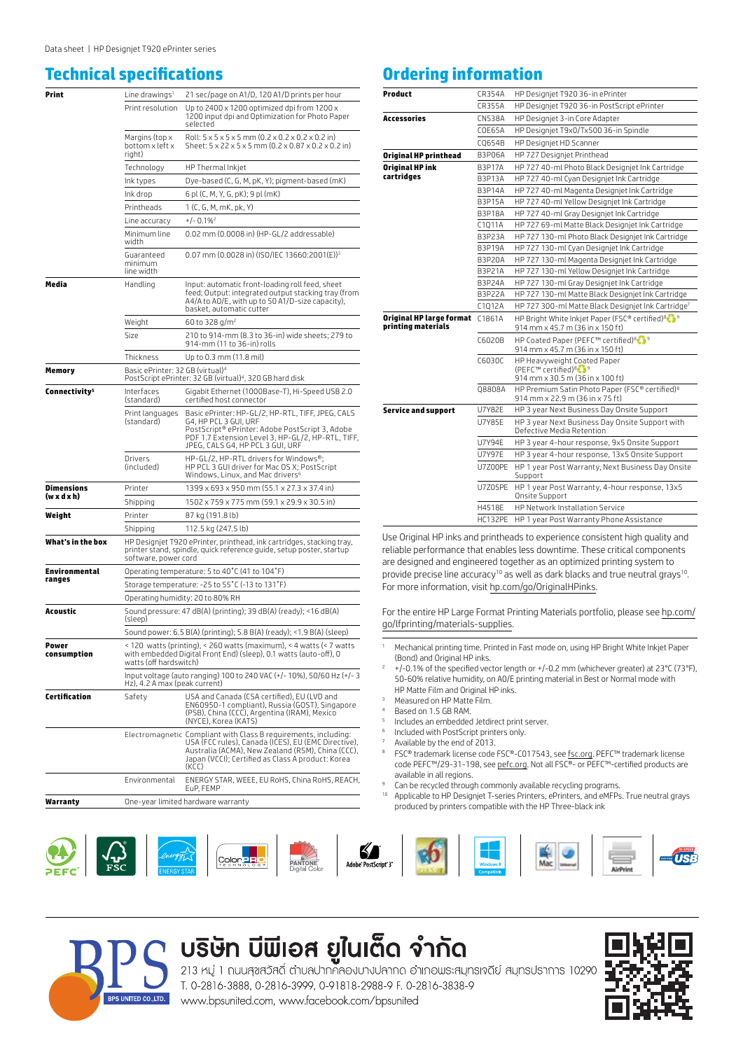## Technical specifications

| | | |
|---|---|---|
| **Print** | Line drawings[1] | 21 sec/page on A1/D, 120 A1/D prints per hour |
| | Print resolution | Up to 2400 x 1200 optimized dpi from 1200 x 1200 input dpi and Optimization for Photo Paper selected |
| | Margins (top x bottom x left x right) | Roll: 5 x 5 x 5 x 5 mm (0.2 x 0.2 x 0.2 x 0.2 in) Sheet: 5 x 22 x 5 x 5 mm (0.2 x 0.87 x 0.2 x 0.2 in) |
| | Technology | HP Thermal Inkjet |
| | Ink types | Dye-based (C, G, M, pK, Y); pigment-based (mK) |
| | Ink drop | 6 pl (C, M, Y, G, pK); 9 pl (mK) |
| | Printheads | 1 (C, G, M, mK, pk, Y) |
| | Line accuracy | +/- 0.1%[2] |
| | Minimum line width | 0.02 mm (0.0008 in) (HP-GL/2 addressable) |
| | Guaranteed minimum line width | 0.07 mm (0.0028 in) (ISO/IEC 13660:2001(E))[3] |
| **Media** | Handling | Input: automatic front-loading roll feed, sheet feed; Output: integrated output stacking tray (from A4/A to A0/E, with up to 50 A1/D-size capacity), basket, automatic cutter |
| | Weight | 60 to 328 g/m² |
| | Size | 210 to 914-mm (8.3 to 36-in) wide sheets; 279 to 914-mm (11 to 36-in) rolls |
| | Thickness | Up to 0.3 mm (11.8 mil) |
| **Memory** | Basic ePrinter: 32 GB (virtual)[4] PostScript ePrinter: 32 GB (virtual)[4], 320 GB hard disk | |
| **Connectivity**[5] | Interfaces (standard) | Gigabit Ethernet (1000Base-T), Hi-Speed USB 2.0 certified host connector |
| | Print languages (standard) | Basic ePrinter: HP-GL/2, HP-RTL, TIFF, JPEG, CALS G4, HP PCL 3 GUI, URF PostScript® ePrinter: Adobe PostScript 3, Adobe PDF 1.7 Extension Level 3, HP-GL/2, HP-RTL, TIFF, JPEG, CALS G4, HP PCL 3 GUI, URF |
| | Drivers (included) | HP-GL/2, HP-RTL drivers for Windows®; HP PCL 3 GUI driver for Mac OS X; PostScript Windows, Linux, and Mac drivers[6] |
| **Dimensions (w x d x h)** | Printer | 1399 x 693 x 950 mm (55.1 x 27.3 x 37.4 in) |
| | Shipping | 1502 x 759 x 775 mm (59.1 x 29.9 x 30.5 in) |
| **Weight** | Printer | 87 kg (191.8 lb) |
| | Shipping | 112.5 kg (247.5 lb) |
| **What's in the box** | HP Designjet T920 ePrinter, printhead, ink cartridges, stacking tray, printer stand, spindle, quick reference guide, setup poster, startup software, power cord | |
| **Environmental ranges** | Operating temperature: 5 to 40°C (41 to 104°F) | |
| | Storage temperature: -25 to 55°C (-13 to 131°F) | |
| | Operating humidity: 20 to 80% RH | |
| **Acoustic** | Sound pressure: 47 dB(A) (printing); 39 dB(A) (ready); <16 dB(A) (sleep) | |
| | Sound power: 6.5 B(A) (printing); 5.8 B(A) (ready); <1.9 B(A) (sleep) | |
| **Power consumption** | < 120 watts (printing), < 260 watts (maximum), < 4 watts (< 7 watts with embedded Digital Front End) (sleep), 0.1 watts (auto-off), 0 watts (off hardswitch) | |
| | Input voltage (auto ranging) 100 to 240 VAC (+/- 10%), 50/60 Hz (+/- 3 Hz), 4.2 A max (peak current) | |
| **Certification** | Safety | USA and Canada (CSA certified), EU (LVD and EN60950-1 compliant), Russia (GOST), Singapore (PSB), China (CCC), Argentina (IRAM), Mexico (NYCE), Korea (KATS) |
| | Electromagnetic | Compliant with Class B requirements, including: USA (FCC rules), Canada (ICES), EU (EMC Directive), Australia (ACMA), New Zealand (RSM), China (CCC), Japan (VCCI); Certified as Class A product: Korea (KCC) |
| | Environmental | ENERGY STAR, WEEE, EU RoHS, China RoHS, REACH, EuP, FEMP |
| **Warranty** | One-year limited hardware warranty | |

## Ordering information

| | | |
|---|---|---|
| **Product** | CR354A | HP Designjet T920 36-in ePrinter |
| | CR355A | HP Designjet T920 36-in PostScript ePrinter |
| **Accessories** | CN538A | HP Designjet 3-in Core Adapter |
| | C0E65A | HP Designjet T9x0/Tx500 36-in Spindle |
| | CQ654B | HP Designjet HD Scanner |
| **Original HP printhead** | B3P06A | HP 727 Designjet Printhead |
| **Original HP ink cartridges** | B3P17A | HP 727 40-ml Photo Black Designjet Ink Cartridge |
| | B3P13A | HP 727 40-ml Cyan Designjet Ink Cartridge |
| | B3P14A | HP 727 40-ml Magenta Designjet Ink Cartridge |
| | B3P15A | HP 727 40-ml Yellow Designjet Ink Cartridge |
| | B3P18A | HP 727 40-ml Gray Designjet Ink Cartridge |
| | C1Q11A | HP 727 69-ml Matte Black Designjet Ink Cartridge |
| | B3P23A | HP 727 130-ml Photo Black Designjet Ink Cartridge |
| | B3P19A | HP 727 130-ml Cyan Designjet Ink Cartridge |
| | B3P20A | HP 727 130-ml Magenta Designjet Ink Cartridge |
| | B3P21A | HP 727 130-ml Yellow Designjet Ink Cartridge |
| | B3P24A | HP 727 130-ml Gray Designjet Ink Cartridge |
| | B3P22A | HP 727 130-ml Matte Black Designjet Ink Cartridge |
| | C1Q12A | HP 727 300-ml Matte Black Designjet Ink Cartridge[7] |
| **Original HP large format printing materials** | C1861A | HP Bright White Inkjet Paper (FSC® certified)[8,9] 914 mm x 45.7 m (36 in x 150 ft) |
| | C6020B | HP Coated Paper (PEFC™ certified)[8,9] 914 mm x 45.7 m (36 in x 150 ft) |
| | C6030C | HP Heavyweight Coated Paper (PEFC™ certified)[8,9] 914 mm x 30.5 m (36 in x 100 ft) |
| | Q8808A | HP Premium Satin Photo Paper (FSC® certified)[8] 914 mm x 22.9 m (36 in x 75 ft) |
| **Service and support** | U7Y82E | HP 3 year Next Business Day Onsite Support |
| | U7Y85E | HP 3 year Next Business Day Onsite Support with Defective Media Retention |
| | U7Y94E | HP 3 year 4-hour response, 9x5 Onsite Support |
| | U7Y97E | HP 3 year 4-hour response, 13x5 Onsite Support |
| | U7Z00PE | HP 1 year Post Warranty, Next Business Day Onsite Support |
| | U7Z05PE | HP 1 year Post Warranty, 4-hour response, 13x5 Onsite Support |
| | H4518E | HP Network Installation Service |
| | HC132PE | HP 1 year Post Warranty Phone Assistance |

Use Original HP inks and printheads to experience consistent high quality and reliable performance that enables less downtime. These critical components are designed and engineered together as an optimized printing system to provide precise line accuracy[10] as well as dark blacks and true neutral grays[10]. For more information, visit hp.com/go/OriginalHPinks.

For the entire HP Large Format Printing Materials portfolio, please see hp.com/go/lfprinting/materials-supplies.

1. Mechanical printing time. Printed in Fast mode on, using HP Bright White Inkjet Paper (Bond) and Original HP inks.
2. +/-0.1% of the specified vector length or +/-0.2 mm (whichever greater) at 23°C (73°F), 50-60% relative humidity, on A0/E printing material in Best or Normal mode with HP Matte Film and Original HP inks.
3. Measured on HP Matte Film.
4. Based on 1.5 GB RAM.
5. Includes an embedded Jetdirect print server.
6. Included with PostScript printers only.
7. Available by the end of 2013.
8. FSC® trademark license code FSC®-C017543, see fsc.org. PEFC™ trademark license code PEFC™/29-31-198, see pefc.org. Not all FSC®- or PEFC™-certified products are available in all regions.
9. Can be recycled through commonly available recycling programs.
10. Applicable to HP Designjet T-series Printers, ePrinters, and eMFPs. True neutral grays produced by printers compatible with the HP Three-black ink

**บริษัท บีพีเอส ยูไนเต็ด จำกัด**

213 หมู่ 1 ถนนสุขสวัสดิ์ ตำบลปากคลองบางปลากด อำเภอพระสมุทรเจดีย์ สมุทรปราการ 10290
T. 0-2816-3888, 0-2816-3999, 0-91818-2988-9 F. 0-2816-3838-9
www.bpsunited.com, www.facebook.com/bpsunited